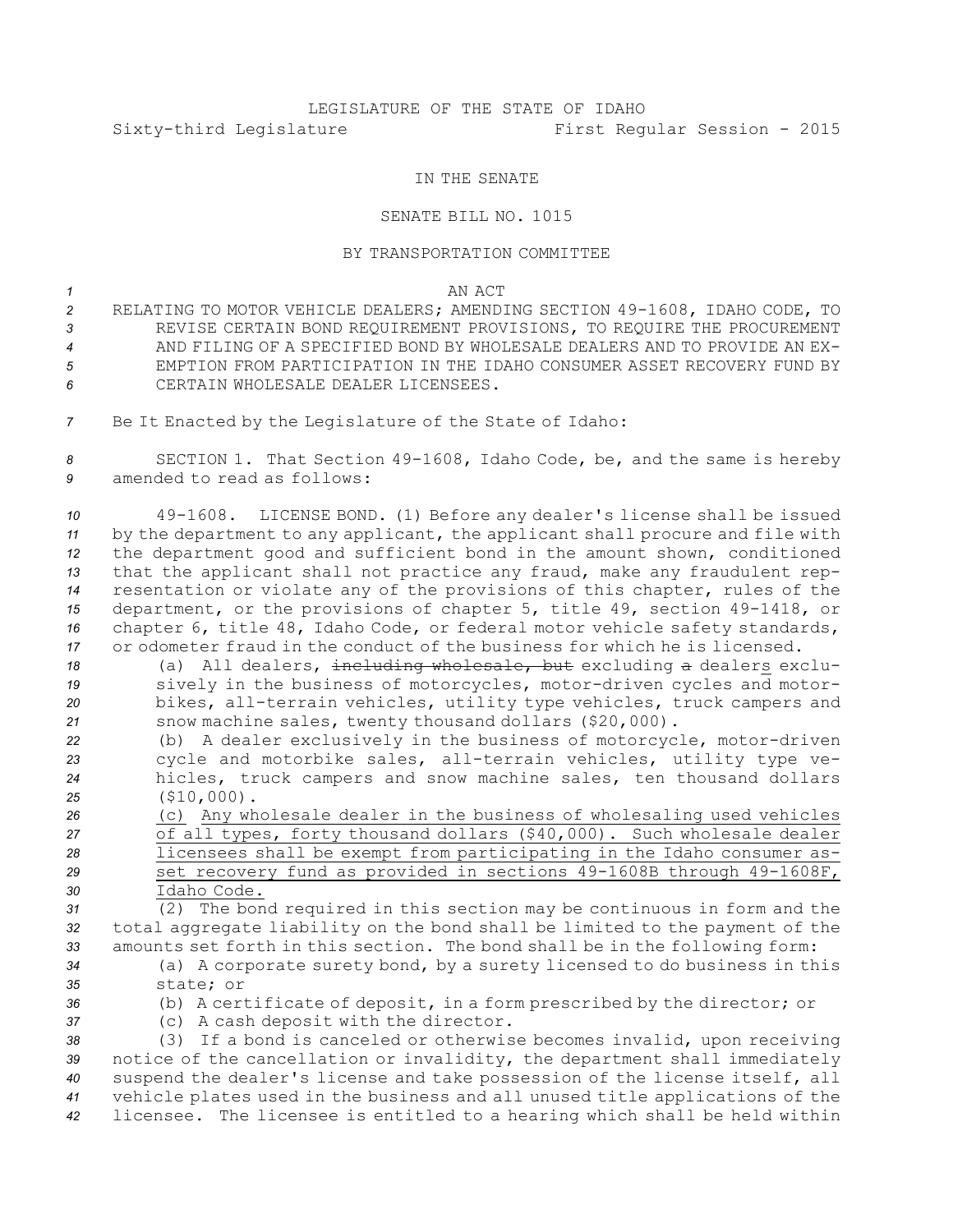LEGISLATURE OF THE STATE OF IDAHO

Sixty-third Legislature First Regular Session - 2015

IN THE SENATE

SENATE BILL NO. 1015

BY TRANSPORTATION COMMITTEE

AN ACT

RELATING TO MOTOR VEHICLE DEALERS; AMENDING SECTION 49-1608, IDAHO CODE, TO REVISE CERTAIN BOND REQUIREMENT PROVISIONS, TO REQUIRE THE PROCUREMENT AND FILING OF A SPECIFIED BOND BY WHOLESALE DEALERS AND TO PROVIDE AN EXEMPTION FROM PARTICIPATION IN THE IDAHO CONSUMER ASSET RECOVERY FUND BY CERTAIN WHOLESALE DEALER LICENSEES.

Be It Enacted by the Legislature of the State of Idaho:

SECTION 1. That Section 49-1608, Idaho Code, be, and the same is hereby amended to read as follows:

49-1608. LICENSE BOND. (1) Before any dealer's license shall be issued by the department to any applicant, the applicant shall procure and file with the department good and sufficient bond in the amount shown, conditioned that the applicant shall not practice any fraud, make any fraudulent representation or violate any of the provisions of this chapter, rules of the department, or the provisions of chapter 5, title 49, section 49-1418, or chapter 6, title 48, Idaho Code, or federal motor vehicle safety standards, or odometer fraud in the conduct of the business for which he is licensed.

(a) All dealers, ~~including wholesale, but~~ excluding ~~a~~ dealer<u>s</u> exclusively in the business of motorcycles, motor-driven cycles and motorbikes, all-terrain vehicles, utility type vehicles, truck campers and snow machine sales, twenty thousand dollars ($20,000).

(b) A dealer exclusively in the business of motorcycle, motor-driven cycle and motorbike sales, all-terrain vehicles, utility type vehicles, truck campers and snow machine sales, ten thousand dollars ($10,000).

<u>(c) Any wholesale dealer in the business of wholesaling used vehicles of all types, forty thousand dollars ($40,000). Such wholesale dealer licensees shall be exempt from participating in the Idaho consumer asset recovery fund as provided in sections 49-1608B through 49-1608F, Idaho Code.</u>

(2) The bond required in this section may be continuous in form and the total aggregate liability on the bond shall be limited to the payment of the amounts set forth in this section. The bond shall be in the following form:

(a) A corporate surety bond, by a surety licensed to do business in this state; or

(b) A certificate of deposit, in a form prescribed by the director; or

(c) A cash deposit with the director.

(3) If a bond is canceled or otherwise becomes invalid, upon receiving notice of the cancellation or invalidity, the department shall immediately suspend the dealer's license and take possession of the license itself, all vehicle plates used in the business and all unused title applications of the licensee. The licensee is entitled to a hearing which shall be held within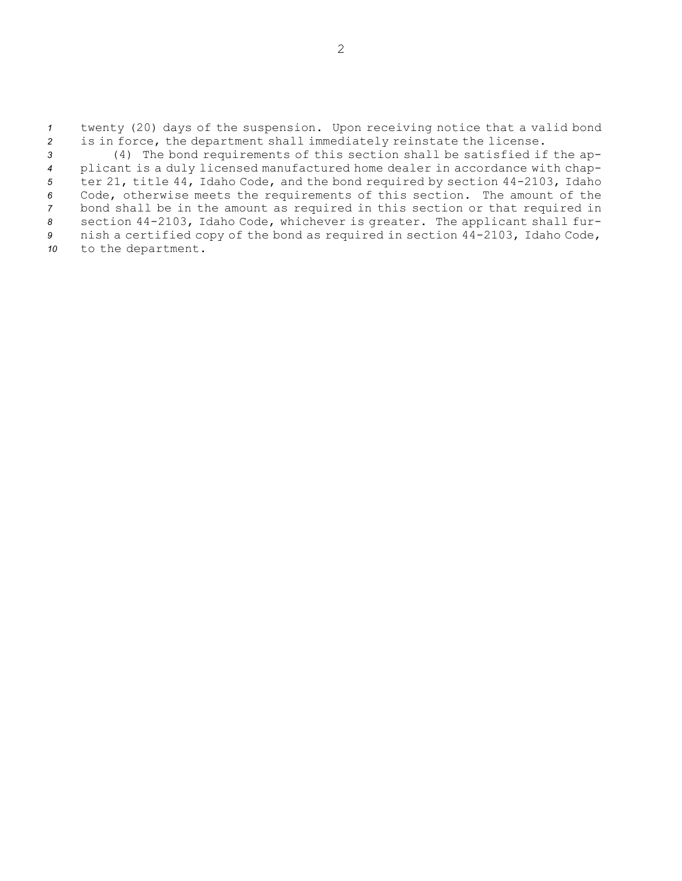twenty (20) days of the suspension. Upon receiving notice that a valid bond is in force, the department shall immediately reinstate the license.

(4) The bond requirements of this section shall be satisfied if the applicant is a duly licensed manufactured home dealer in accordance with chapter 21, title 44, Idaho Code, and the bond required by section 44-2103, Idaho Code, otherwise meets the requirements of this section. The amount of the bond shall be in the amount as required in this section or that required in section 44-2103, Idaho Code, whichever is greater. The applicant shall furnish a certified copy of the bond as required in section 44-2103, Idaho Code, to the department.